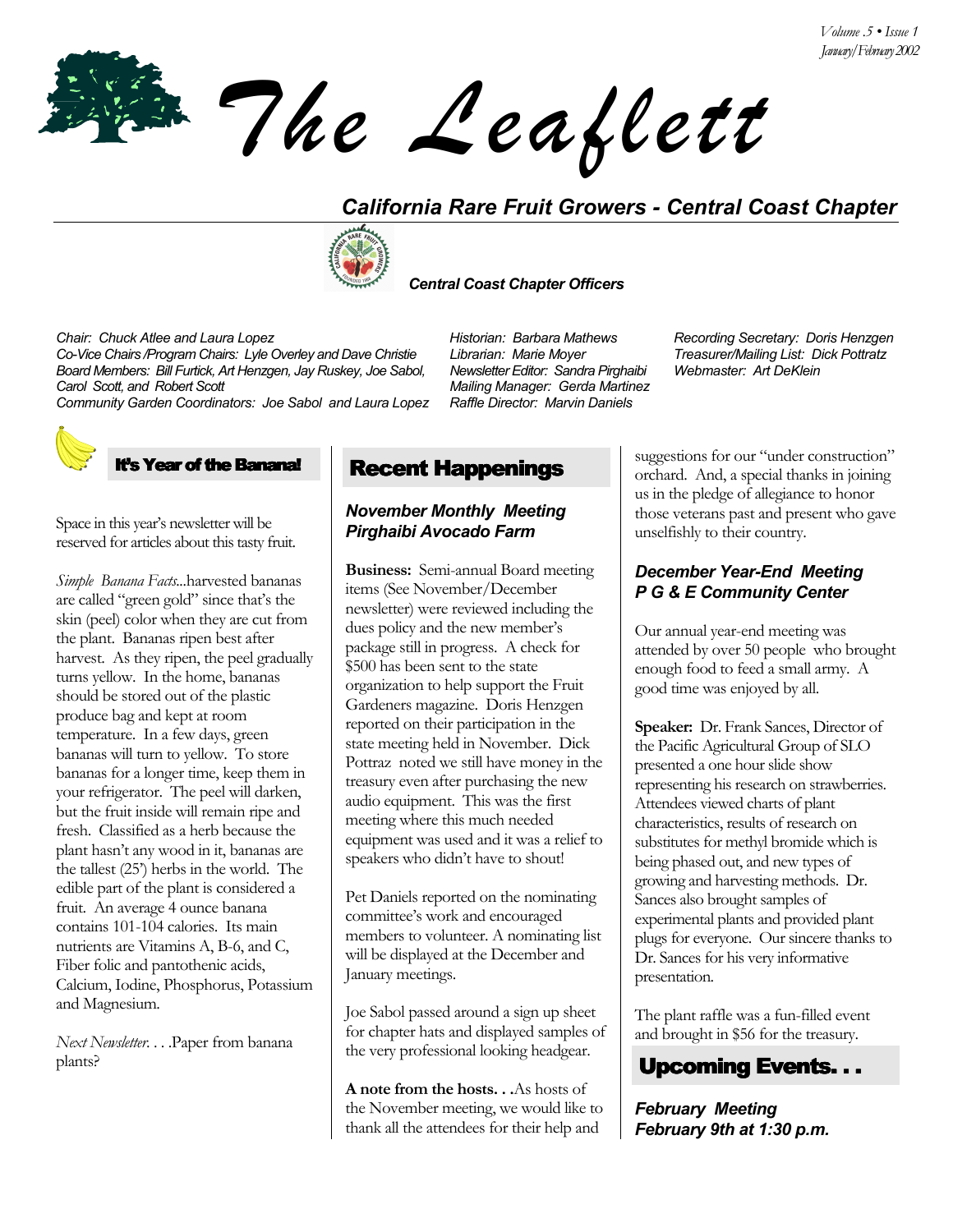# The Leaflett

## California Rare Fruit Growers - Central Coast Chapter

### Central Coast Chapter Officers

*Chair: Chuck Atlee and Laura Lopez*
*Co-Vice Chairs /Program Chairs: Lyle Overley and Dave Christie*
*Board Members: Bill Furtick, Art Henzgen, Jay Ruskey, Joe Sabol, Carol Scott, and Robert Scott*
*Community Garden Coordinators: Joe Sabol and Laura Lopez*

*Historian: Barbara Mathews*
*Librarian: Marie Moyer*
*Newsletter Editor: Sandra Pirghaibi*
*Mailing Manager: Gerda Martinez*
*Raffle Director: Marvin Daniels*

*Recording Secretary: Doris Henzgen*
*Treasurer/Mailing List: Dick Pottratz*
*Webmaster: Art DeKlein*

## It's Year of the Banana!

Space in this year's newsletter will be reserved for articles about this tasty fruit.

*Simple Banana Facts*...harvested bananas are called "green gold" since that's the skin (peel) color when they are cut from the plant. Bananas ripen best after harvest. As they ripen, the peel gradually turns yellow. In the home, bananas should be stored out of the plastic produce bag and kept at room temperature. In a few days, green bananas will turn to yellow. To store bananas for a longer time, keep them in your refrigerator. The peel will darken, but the fruit inside will remain ripe and fresh. Classified as a herb because the plant hasn't any wood in it, bananas are the tallest (25') herbs in the world. The edible part of the plant is considered a fruit. An average 4 ounce banana contains 101-104 calories. Its main nutrients are Vitamins A, B-6, and C, Fiber folic and pantothenic acids, Calcium, Iodine, Phosphorus, Potassium and Magnesium.

*Next Newsletter. . . .*Paper from banana plants?

## Recent Happenings

### *November Monthly Meeting Pirghaibi Avocado Farm*

**Business:** Semi-annual Board meeting items (See November/December newsletter) were reviewed including the dues policy and the new member's package still in progress. A check for $500 has been sent to the state organization to help support the Fruit Gardeners magazine. Doris Henzgen reported on their participation in the state meeting held in November. Dick Pottraz noted we still have money in the treasury even after purchasing the new audio equipment. This was the first meeting where this much needed equipment was used and it was a relief to speakers who didn't have to shout!

Pet Daniels reported on the nominating committee's work and encouraged members to volunteer. A nominating list will be displayed at the December and January meetings.

Joe Sabol passed around a sign up sheet for chapter hats and displayed samples of the very professional looking headgear.

**A note from the hosts. . .**As hosts of the November meeting, we would like to thank all the attendees for their help and suggestions for our "under construction" orchard. And, a special thanks in joining us in the pledge of allegiance to honor those veterans past and present who gave unselfishly to their country.

### *December Year-End Meeting P G & E Community Center*

Our annual year-end meeting was attended by over 50 people who brought enough food to feed a small army. A good time was enjoyed by all.

**Speaker:** Dr. Frank Sances, Director of the Pacific Agricultural Group of SLO presented a one hour slide show representing his research on strawberries. Attendees viewed charts of plant characteristics, results of research on substitutes for methyl bromide which is being phased out, and new types of growing and harvesting methods. Dr. Sances also brought samples of experimental plants and provided plant plugs for everyone. Our sincere thanks to Dr. Sances for his very informative presentation.

The plant raffle was a fun-filled event and brought in $56 for the treasury.

## Upcoming Events. . .

### *February Meeting February 9th at 1:30 p.m.*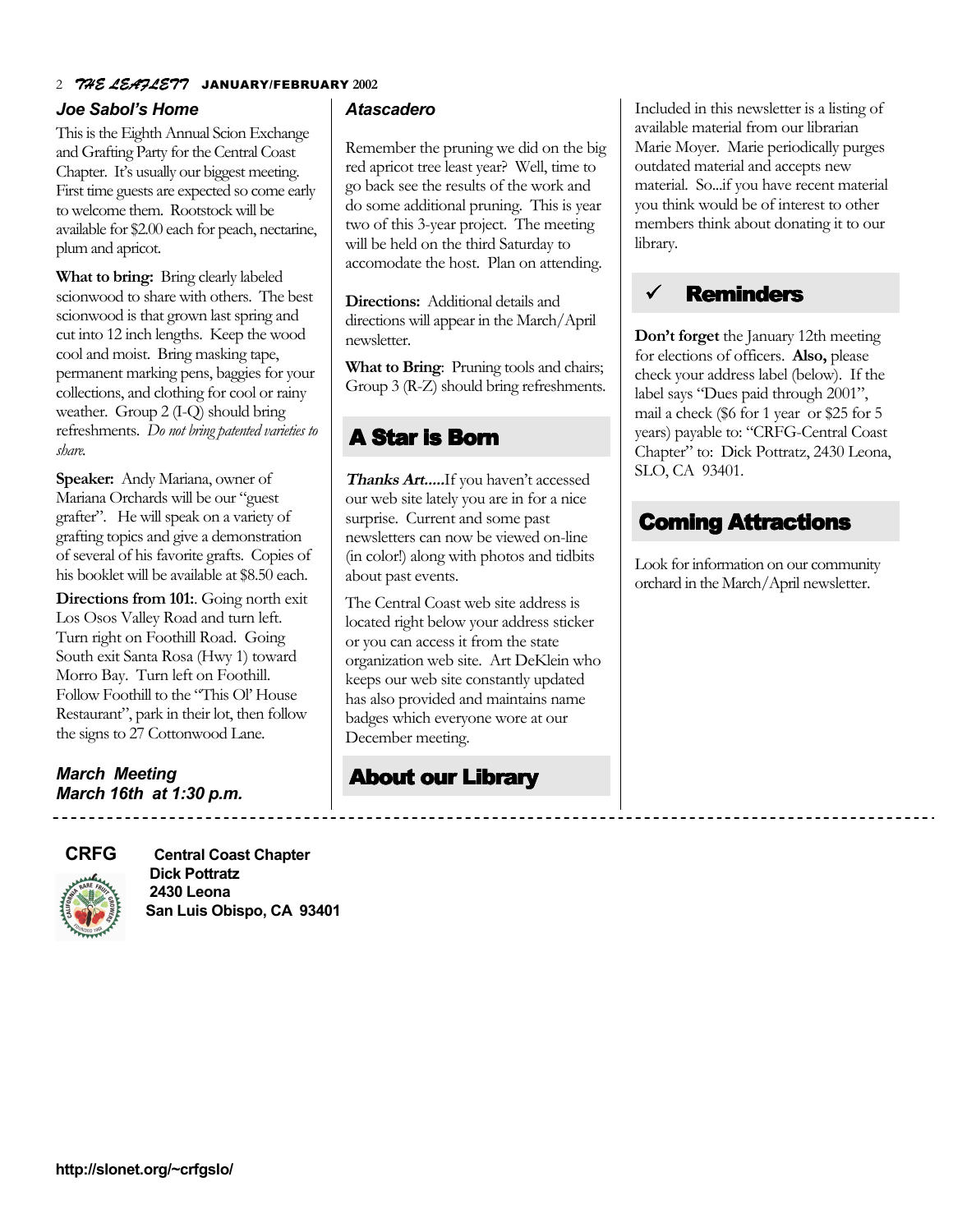### *Joe Sabol's Home*

This is the Eighth Annual Scion Exchange and Grafting Party for the Central Coast Chapter. It's usually our biggest meeting. First time guests are expected so come early to welcome them. Rootstock will be available for $2.00 each for peach, nectarine, plum and apricot.

**What to bring:** Bring clearly labeled scionwood to share with others. The best scionwood is that grown last spring and cut into 12 inch lengths. Keep the wood cool and moist. Bring masking tape, permanent marking pens, baggies for your collections, and clothing for cool or rainy weather. Group 2 (I-Q) should bring refreshments. *Do not bring patented varieties to share.*

**Speaker:** Andy Mariana, owner of Mariana Orchards will be our "guest grafter". He will speak on a variety of grafting topics and give a demonstration of several of his favorite grafts. Copies of his booklet will be available at $8.50 each.

**Directions from 101:**. Going north exit Los Osos Valley Road and turn left. Turn right on Foothill Road. Going South exit Santa Rosa (Hwy 1) toward Morro Bay. Turn left on Foothill. Follow Foothill to the "This Ol' House Restaurant", park in their lot, then follow the signs to 27 Cottonwood Lane.

### *March Meeting March 16th at 1:30 p.m.*

### *Atascadero*

Remember the pruning we did on the big red apricot tree least year? Well, time to go back see the results of the work and do some additional pruning. This is year two of this 3-year project. The meeting will be held on the third Saturday to accomodate the host. Plan on attending.

**Directions:** Additional details and directions will appear in the March/April newsletter.

**What to Bring**: Pruning tools and chairs; Group 3 (R-Z) should bring refreshments.

## A Star is Born

***Thanks Art.....*** If you haven't accessed our web site lately you are in for a nice surprise. Current and some past newsletters can now be viewed on-line (in color!) along with photos and tidbits about past events.

The Central Coast web site address is located right below your address sticker or you can access it from the state organization web site. Art DeKlein who keeps our web site constantly updated has also provided and maintains name badges which everyone wore at our December meeting.

## About our Library

Included in this newsletter is a listing of available material from our librarian Marie Moyer. Marie periodically purges outdated material and accepts new material. So...if you have recent material you think would be of interest to other members think about donating it to our library.

## ✓ Reminders

**Don't forget** the January 12th meeting for elections of officers. **Also,** please check your address label (below). If the label says "Dues paid through 2001", mail a check ($6 for 1 year or $25 for 5 years) payable to: "CRFG-Central Coast Chapter" to: Dick Pottratz, 2430 Leona, SLO, CA 93401.

## Coming Attractions

Look for information on our community orchard in the March/April newsletter.

---

**CRFG**

**Central Coast Chapter**
**Dick Pottratz**
**2430 Leona**
**San Luis Obispo, CA 93401**

**http://slonet.org/~crfgslo/**